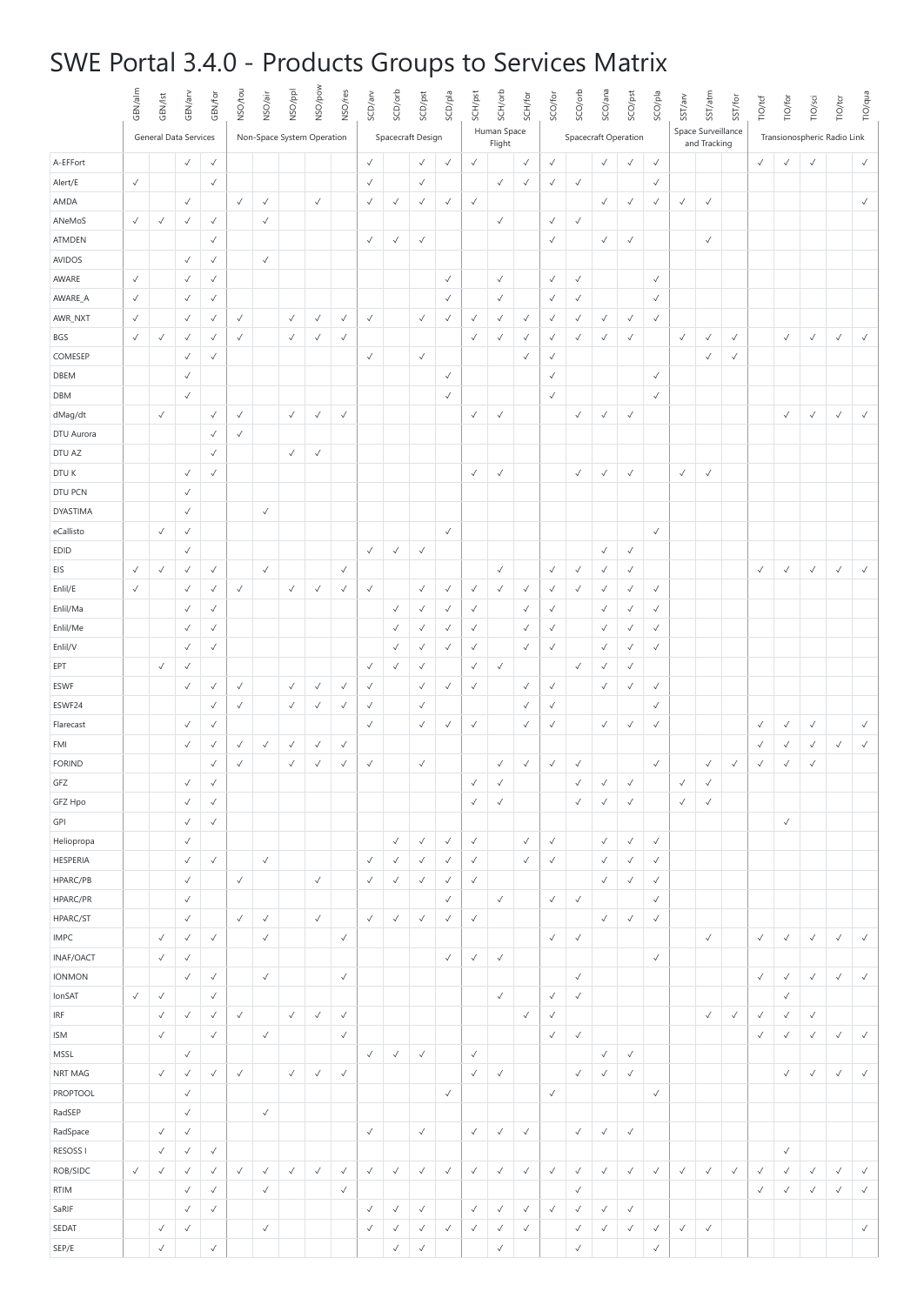# SWE Portal 3.4.0 - Products Groups to Services Matrix

| | GEN/alm | GEN/lst | GEN/arv | GEN/for | NSO/tou | NSO/air | NSO/ppl | NSO/pow | NSO/res | SCD/arv | SCD/orb | SCD/pst | SCD/pla | SCH/pst | SCH/orb | SCH/for | SCO/for | SCO/orb | SCO/ana | SCO/pst | SCO/pla | SST/arv | SST/atm | SST/for | TIO/tcf | TIO/for | TIO/sci | TIO/tcr | TIO/qua |
|---|---|---|---|---|---|---|---|---|---|---|---|---|---|---|---|---|---|---|---|---|---|---|---|---|---|---|---|---|---|
| | General Data Services | | | | Non-Space System Operation | | | | | Spacecraft Design | | | | Human Space Flight | | | Spacecraft Operation | | | | | Space Surveillance and Tracking | | | Transionospheric Radio Link | | | | |
| A-EFFort | | | ✓ | ✓ | | | | | | ✓ | | ✓ | ✓ | ✓ | | ✓ | ✓ | | ✓ | ✓ | ✓ | | | | ✓ | ✓ | ✓ | | ✓ |
| Alert/E | ✓ | | | ✓ | | | | | | ✓ | | ✓ | | | ✓ | ✓ | ✓ | ✓ | | | ✓ | | | | | | | | |
| AMDA | | | ✓ | | ✓ | ✓ | | ✓ | | ✓ | ✓ | ✓ | ✓ | ✓ | | | | | ✓ | ✓ | ✓ | ✓ | ✓ | | | | | | ✓ |
| ANeMoS | ✓ | ✓ | ✓ | ✓ | | ✓ | | | | | | | | | ✓ | | ✓ | ✓ | | | | | | | | | | | |
| ATMDEN | | | | ✓ | | | | | | ✓ | ✓ | ✓ | | | | | ✓ | | ✓ | ✓ | | | ✓ | | | | | | |
| AVIDOS | | | ✓ | ✓ | | ✓ | | | | | | | | | | | | | | | | | | | | | | | |
| AWARE | ✓ | | ✓ | ✓ | | | | | | | | | ✓ | | ✓ | | ✓ | ✓ | | | ✓ | | | | | | | | |
| AWARE_A | ✓ | | ✓ | ✓ | | | | | | | | | ✓ | | ✓ | | ✓ | ✓ | | | ✓ | | | | | | | | |
| AWR_NXT | ✓ | | ✓ | ✓ | ✓ | | ✓ | ✓ | ✓ | ✓ | | ✓ | ✓ | ✓ | ✓ | ✓ | ✓ | ✓ | ✓ | ✓ | ✓ | | | | | | | | |
| BGS | ✓ | ✓ | ✓ | ✓ | ✓ | | ✓ | ✓ | ✓ | | | | | | ✓ | ✓ | ✓ | ✓ | ✓ | ✓ | | ✓ | ✓ | ✓ | | ✓ | ✓ | ✓ | ✓ |
| COMESEP | | | ✓ | ✓ | | | | | | ✓ | | ✓ | | | | ✓ | ✓ | | | | | | ✓ | ✓ | | | | | |
| DBEM | | | ✓ | | | | | | | | | | ✓ | | | | ✓ | | | | ✓ | | | | | | | | |
| DBM | | | ✓ | | | | | | | | | | ✓ | | | | ✓ | | | | ✓ | | | | | | | | |
| dMag/dt | | ✓ | | ✓ | ✓ | | ✓ | ✓ | ✓ | | | | | ✓ | ✓ | | | ✓ | ✓ | ✓ | | | | | | ✓ | ✓ | ✓ | ✓ |
| DTU Aurora | | | | ✓ | ✓ | | | | | | | | | | | | | | | | | | | | | | | | |
| DTU AZ | | | | ✓ | | | ✓ | ✓ | | | | | | | | | | | | | | | | | | | | | |
| DTU K | | | ✓ | ✓ | | | | | | | | | | ✓ | ✓ | | | ✓ | ✓ | ✓ | | ✓ | ✓ | | | | | | |
| DTU PCN | | | ✓ | | | | | | | | | | | | | | | | | | | | | | | | | | |
| DYASTIMA | | | ✓ | | | ✓ | | | | | | | | | | | | | | | | | | | | | | | |
| eCallisto | | ✓ | ✓ | | | | | | | | | | ✓ | | | | | | | | ✓ | | | | | | | | |
| EDID | | | ✓ | | | | | | | ✓ | ✓ | ✓ | | | | | | | ✓ | ✓ | | | | | | | | | |
| EIS | ✓ | ✓ | ✓ | ✓ | | ✓ | | | ✓ | | | | | | ✓ | | ✓ | ✓ | ✓ | ✓ | | | | | ✓ | ✓ | ✓ | ✓ | ✓ |
| Enlil/E | ✓ | | ✓ | ✓ | ✓ | | ✓ | ✓ | ✓ | ✓ | | ✓ | ✓ | ✓ | ✓ | ✓ | ✓ | ✓ | ✓ | ✓ | ✓ | | | | | | | | |
| Enlil/Ma | | | ✓ | ✓ | | | | | | | ✓ | ✓ | ✓ | ✓ | | ✓ | ✓ | | ✓ | ✓ | ✓ | | | | | | | | |
| Enlil/Me | | | ✓ | ✓ | | | | | | | ✓ | ✓ | ✓ | ✓ | | ✓ | ✓ | | ✓ | ✓ | ✓ | | | | | | | | |
| Enlil/V | | | ✓ | ✓ | | | | | | | ✓ | ✓ | ✓ | ✓ | | ✓ | ✓ | | ✓ | ✓ | ✓ | | | | | | | | |
| EPT | | ✓ | ✓ | | | | | | | ✓ | ✓ | ✓ | | ✓ | ✓ | | | ✓ | ✓ | ✓ | | | | | | | | | |
| ESWF | | | ✓ | ✓ | ✓ | | ✓ | ✓ | ✓ | ✓ | | ✓ | ✓ | ✓ | | ✓ | ✓ | | ✓ | ✓ | ✓ | | | | | | | | |
| ESWF24 | | | | ✓ | ✓ | | ✓ | ✓ | ✓ | ✓ | | ✓ | | | | ✓ | ✓ | | | | ✓ | | | | | | | | |
| Flarecast | | | ✓ | ✓ | | | | | | ✓ | | ✓ | ✓ | ✓ | | ✓ | ✓ | | ✓ | ✓ | ✓ | | | | ✓ | ✓ | ✓ | | ✓ |
| FMI | | | ✓ | ✓ | ✓ | ✓ | ✓ | ✓ | ✓ | | | | | | | | | | | | | | | | ✓ | ✓ | ✓ | ✓ | ✓ |
| FORIND | | | | ✓ | ✓ | | ✓ | ✓ | ✓ | ✓ | | ✓ | | | ✓ | ✓ | ✓ | ✓ | | | ✓ | | ✓ | ✓ | ✓ | ✓ | ✓ | | |
| GFZ | | | ✓ | ✓ | | | | | | | | | | ✓ | ✓ | | | ✓ | ✓ | ✓ | | ✓ | ✓ | | | | | | |
| GFZ Hpo | | | ✓ | ✓ | | | | | | | | | | ✓ | ✓ | | | ✓ | ✓ | ✓ | | ✓ | ✓ | | | | | | |
| GPI | | | ✓ | ✓ | | | | | | | | | | | | | | | | | | | | | | ✓ | | | |
| Heliopropa | | | ✓ | | | | | | | | ✓ | ✓ | ✓ | ✓ | | ✓ | ✓ | | ✓ | ✓ | ✓ | | | | | | | | |
| HESPERIA | | | ✓ | ✓ | | ✓ | | | | ✓ | ✓ | ✓ | ✓ | ✓ | | ✓ | ✓ | | ✓ | ✓ | ✓ | | | | | | | | |
| HPARC/PB | | | ✓ | | ✓ | | | ✓ | | ✓ | ✓ | ✓ | ✓ | ✓ | | | | | ✓ | ✓ | ✓ | | | | | | | | |
| HPARC/PR | | | ✓ | | | | | | | | | | ✓ | | ✓ | | ✓ | ✓ | | | ✓ | | | | | | | | |
| HPARC/ST | | | ✓ | | ✓ | ✓ | | ✓ | | ✓ | ✓ | ✓ | ✓ | ✓ | | | | | ✓ | ✓ | ✓ | | | | | | | | |
| IMPC | | ✓ | ✓ | ✓ | | ✓ | | | ✓ | | | | | | | | ✓ | ✓ | | | | | ✓ | | ✓ | ✓ | ✓ | ✓ | ✓ |
| INAF/OACT | | ✓ | ✓ | | | | | | | | | | ✓ | ✓ | ✓ | | | | | | ✓ | | | | | | | | |
| IONMON | | | ✓ | ✓ | | ✓ | | | ✓ | | | | | | | | | ✓ | | | | | | | ✓ | ✓ | ✓ | ✓ | ✓ |
| IonSAT | ✓ | ✓ | | ✓ | | | | | | | | | | | ✓ | | ✓ | ✓ | | | | | | | | ✓ | | | |
| IRF | | ✓ | ✓ | ✓ | ✓ | | ✓ | ✓ | ✓ | | | | | | | ✓ | ✓ | | | | | | ✓ | ✓ | ✓ | ✓ | ✓ | | |
| ISM | | ✓ | | ✓ | | ✓ | | | ✓ | | | | | | | | ✓ | ✓ | | | | | | | ✓ | ✓ | ✓ | ✓ | ✓ |
| MSSL | | | ✓ | | | | | | | ✓ | ✓ | ✓ | | ✓ | | | | | ✓ | ✓ | | | | | | | | | |
| NRT MAG | | ✓ | ✓ | ✓ | ✓ | | ✓ | ✓ | ✓ | | | | | ✓ | ✓ | | | ✓ | ✓ | ✓ | | | | | | ✓ | ✓ | ✓ | ✓ |
| PROPTOOL | | | ✓ | | | | | | | | | | ✓ | | | | ✓ | | | | ✓ | | | | | | | | |
| RadSEP | | | ✓ | | | ✓ | | | | | | | | | | | | | | | | | | | | | | | |
| RadSpace | | ✓ | ✓ | | | | | | | ✓ | | ✓ | | ✓ | ✓ | ✓ | | ✓ | ✓ | ✓ | | | | | | | | | |
| RESOSS I | | ✓ | ✓ | ✓ | | | | | | | | | | | | | | | | | | | | | | ✓ | | | |
| ROB/SIDC | ✓ | ✓ | ✓ | ✓ | ✓ | ✓ | ✓ | ✓ | ✓ | ✓ | ✓ | ✓ | ✓ | ✓ | ✓ | ✓ | ✓ | ✓ | ✓ | ✓ | ✓ | ✓ | ✓ | ✓ | ✓ | ✓ | ✓ | ✓ | ✓ |
| RTIM | | | ✓ | ✓ | | ✓ | | | ✓ | | | | | | | | | ✓ | | | | | | | ✓ | ✓ | ✓ | ✓ | ✓ |
| SaRIF | | | ✓ | ✓ | | | | | | ✓ | ✓ | ✓ | | ✓ | ✓ | ✓ | ✓ | ✓ | ✓ | ✓ | | | | | | | | | |
| SEDAT | | ✓ | ✓ | | | ✓ | | | | ✓ | ✓ | ✓ | ✓ | ✓ | ✓ | ✓ | | ✓ | ✓ | ✓ | ✓ | ✓ | ✓ | | | | | | ✓ |
| SEP/E | | ✓ | | ✓ | | | | | | | ✓ | ✓ | | | ✓ | | | ✓ | | | ✓ | | | | | | | | |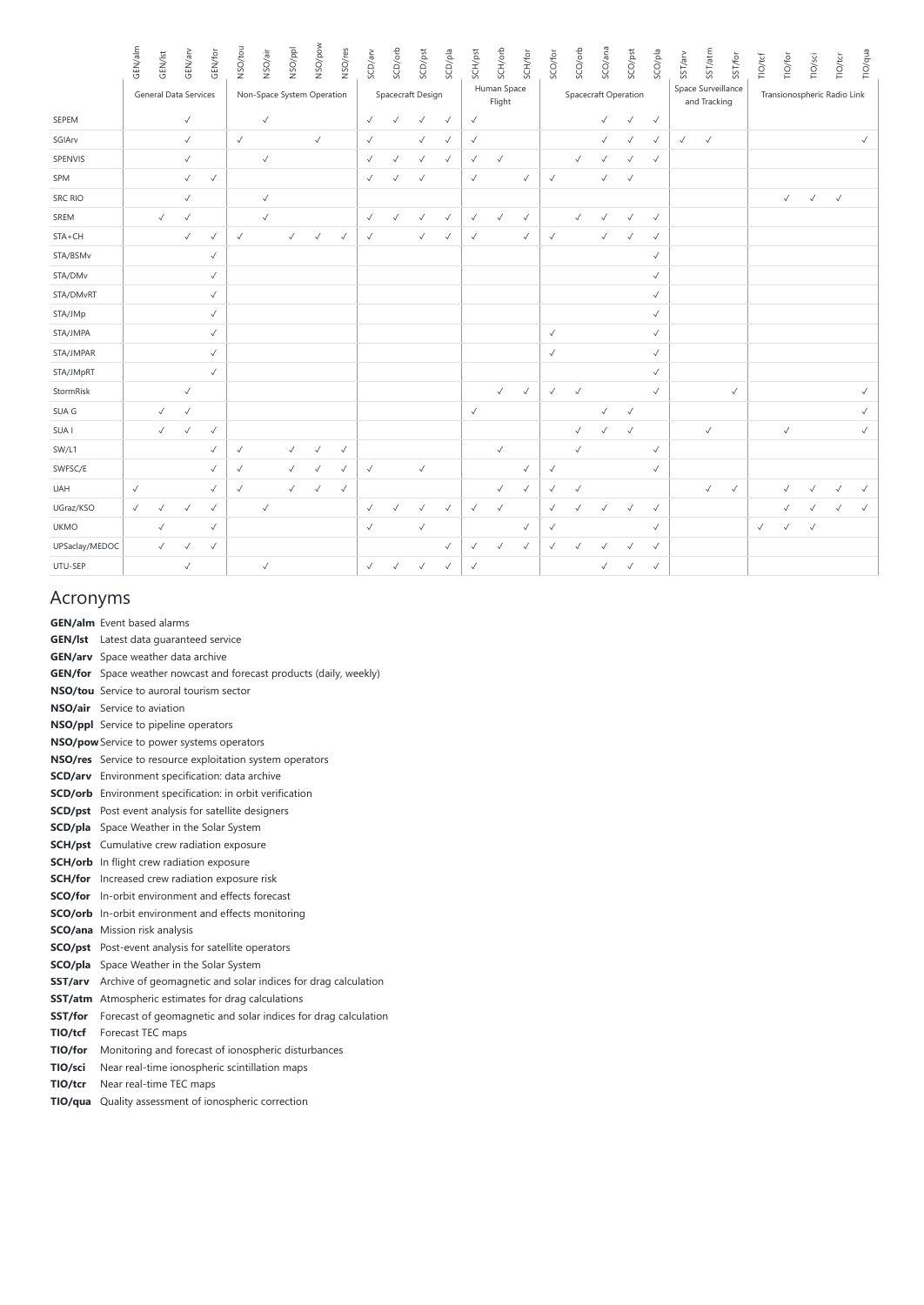| | General Data Services | | | | Non-Space System Operation | | | | | Spacecraft Design | | | | Human Space Flight | | | Spacecraft Operation | | | | | Space Surveillance and Tracking | | | Transionospheric Radio Link | | | | |
|---|---|---|---|---|---|---|---|---|---|---|---|---|---|---|---|---|---|---|---|---|---|---|---|---|---|---|---|---|---|
| | GEN/alm | GEN/lst | GEN/arv | GEN/for | NSO/tou | NSO/air | NSO/ppl | NSO/pow | NSO/res | SCD/arv | SCD/orb | SCD/pst | SCD/pla | SCH/pst | SCH/orb | SCH/for | SCO/for | SCO/orb | SCO/ana | SCO/pst | SCO/pla | SST/arv | SST/atm | SST/for | TIO/tcf | TIO/for | TIO/sci | TIO/tcr | TIO/qua |
| SEPEM | | | ✓ | | | ✓ | | | | ✓ | ✓ | ✓ | ✓ | ✓ | | | | | ✓ | ✓ | ✓ | | | | | | | | |
| SGIArv | | | ✓ | | ✓ | | | ✓ | | ✓ | | ✓ | ✓ | ✓ | | | | | ✓ | ✓ | ✓ | ✓ | ✓ | | | | | | ✓ |
| SPENVIS | | | ✓ | | | ✓ | | | | ✓ | ✓ | ✓ | ✓ | ✓ | ✓ | | | ✓ | ✓ | ✓ | ✓ | | | | | | | | |
| SPM | | | ✓ | ✓ | | | | | | ✓ | ✓ | ✓ | | ✓ | | ✓ | ✓ | | ✓ | ✓ | | | | | | | | | |
| SRC RIO | | | ✓ | | | ✓ | | | | | | | | | | | | | | | | | | | | ✓ | ✓ | ✓ | |
| SREM | | ✓ | ✓ | | | ✓ | | | | ✓ | ✓ | ✓ | ✓ | ✓ | ✓ | ✓ | | ✓ | ✓ | ✓ | ✓ | | | | | | | | |
| STA+CH | | | ✓ | ✓ | ✓ | | ✓ | ✓ | ✓ | ✓ | | ✓ | ✓ | ✓ | | ✓ | ✓ | | ✓ | ✓ | ✓ | | | | | | | | |
| STA/BSMv | | | | ✓ | | | | | | | | | | | | | | | | | ✓ | | | | | | | | |
| STA/DMv | | | | ✓ | | | | | | | | | | | | | | | | | ✓ | | | | | | | | |
| STA/DMvRT | | | | ✓ | | | | | | | | | | | | | | | | | ✓ | | | | | | | | |
| STA/JMp | | | | ✓ | | | | | | | | | | | | | | | | | ✓ | | | | | | | | |
| STA/JMPA | | | | ✓ | | | | | | | | | | | | | ✓ | | | | ✓ | | | | | | | | |
| STA/JMPAR | | | | ✓ | | | | | | | | | | | | | ✓ | | | | ✓ | | | | | | | | |
| STA/JMpRT | | | | ✓ | | | | | | | | | | | | | | | | | ✓ | | | | | | | | |
| StormRisk | | | ✓ | | | | | | | | | | | | ✓ | ✓ | ✓ | ✓ | | | ✓ | | | ✓ | | | | | ✓ |
| SUA G | | ✓ | ✓ | | | | | | | | | | | ✓ | | | | | ✓ | ✓ | | | | | | | | | ✓ |
| SUA I | | ✓ | ✓ | ✓ | | | | | | | | | | | | | | ✓ | ✓ | ✓ | | | ✓ | | | ✓ | | | ✓ |
| SW/L1 | | | | ✓ | ✓ | | ✓ | ✓ | ✓ | | | | | | ✓ | | | ✓ | | | ✓ | | | | | | | | |
| SWFSC/E | | | | ✓ | ✓ | | ✓ | ✓ | ✓ | ✓ | | ✓ | | | | ✓ | ✓ | | | | ✓ | | | | | | | | |
| UAH | ✓ | | | ✓ | ✓ | | ✓ | ✓ | ✓ | | | | | | ✓ | ✓ | ✓ | ✓ | | | | | ✓ | ✓ | | ✓ | ✓ | ✓ | ✓ |
| UGraz/KSO | ✓ | ✓ | ✓ | ✓ | | ✓ | | | | ✓ | ✓ | ✓ | ✓ | ✓ | ✓ | | ✓ | ✓ | ✓ | ✓ | ✓ | | | | | ✓ | ✓ | ✓ | ✓ |
| UKMO | | ✓ | | ✓ | | | | | | ✓ | | ✓ | | | | ✓ | ✓ | | | | ✓ | | | | ✓ | ✓ | ✓ | | |
| UPSaclay/MEDOC | | ✓ | ✓ | ✓ | | | | | | | | | ✓ | ✓ | ✓ | ✓ | ✓ | ✓ | ✓ | ✓ | ✓ | | | | | | | | |
| UTU-SEP | | | ✓ | | | ✓ | | | | ✓ | ✓ | ✓ | ✓ | ✓ | | | | | ✓ | ✓ | ✓ | | | | | | | | |

## Acronyms

**GEN/alm** Event based alarms
**GEN/lst** Latest data guaranteed service
**GEN/arv** Space weather data archive
**GEN/for** Space weather nowcast and forecast products (daily, weekly)
**NSO/tou** Service to auroral tourism sector
**NSO/air** Service to aviation
**NSO/ppl** Service to pipeline operators
**NSO/pow** Service to power systems operators
**NSO/res** Service to resource exploitation system operators
**SCD/arv** Environment specification: data archive
**SCD/orb** Environment specification: in orbit verification
**SCD/pst** Post event analysis for satellite designers
**SCD/pla** Space Weather in the Solar System
**SCH/pst** Cumulative crew radiation exposure
**SCH/orb** In flight crew radiation exposure
**SCH/for** Increased crew radiation exposure risk
**SCO/for** In-orbit environment and effects forecast
**SCO/orb** In-orbit environment and effects monitoring
**SCO/ana** Mission risk analysis
**SCO/pst** Post-event analysis for satellite operators
**SCO/pla** Space Weather in the Solar System
**SST/arv** Archive of geomagnetic and solar indices for drag calculation
**SST/atm** Atmospheric estimates for drag calculations
**SST/for** Forecast of geomagnetic and solar indices for drag calculation
**TIO/tcf** Forecast TEC maps
**TIO/for** Monitoring and forecast of ionospheric disturbances
**TIO/sci** Near real-time ionospheric scintillation maps
**TIO/tcr** Near real-time TEC maps
**TIO/qua** Quality assessment of ionospheric correction